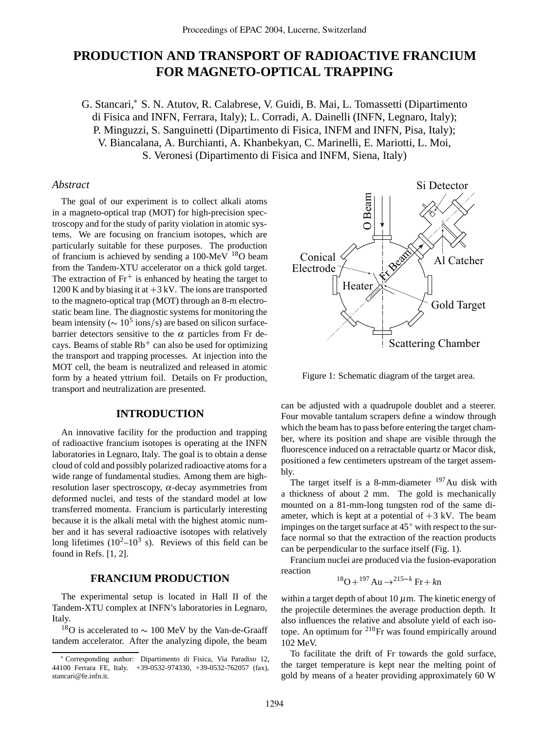# PRODUCTION AND TRANSPORT OF RADIOACTIVE FRANCIUM FOR MAGNETO-OPTICAL TRAPPING

G. Stancari,* S. N. Atutov, R. Calabrese, V. Guidi, B. Mai, L. Tomassetti (Dipartimento di Fisica and INFN, Ferrara, Italy); L. Corradi, A. Dainelli (INFN, Legnaro, Italy); P. Minguzzi, S. Sanguinetti (Dipartimento di Fisica, INFM and INFN, Pisa, Italy); V. Biancalana, A. Burchianti, A. Khanbekyan, C. Marinelli, E. Mariotti, L. Moi, S. Veronesi (Dipartimento di Fisica and INFM, Siena, Italy)

### *Abstract*

The goal of our experiment is to collect alkali atoms in a magneto-optical trap (MOT) for high-precision spectroscopy and for the study of parity violation in atomic systems. We are focusing on francium isotopes, which are particularly suitable for these purposes. The production of francium is achieved by sending a 100-MeV $^{18}$O beam from the Tandem-XTU accelerator on a thick gold target. The extraction of $Fr^+$ is enhanced by heating the target to 1200 K and by biasing it at +3 kV. The ions are transported to the magneto-optical trap (MOT) through an 8-m electrostatic beam line. The diagnostic systems for monitoring the beam intensity ($\sim 10^5$ ions/s) are based on silicon surface-barrier detectors sensitive to the $\alpha$ particles from Fr decays. Beams of stable $Rb^+$ can also be used for optimizing the transport and trapping processes. At injection into the MOT cell, the beam is neutralized and released in atomic form by a heated yttrium foil. Details on Fr production, transport and neutralization are presented.

## INTRODUCTION

An innovative facility for the production and trapping of radioactive francium isotopes is operating at the INFN laboratories in Legnaro, Italy. The goal is to obtain a dense cloud of cold and possibly polarized radioactive atoms for a wide range of fundamental studies. Among them are high-resolution laser spectroscopy, $\alpha$-decay asymmetries from deformed nuclei, and tests of the standard model at low transferred momenta. Francium is particularly interesting because it is the alkali metal with the highest atomic number and it has several radioactive isotopes with relatively long lifetimes ($10^2$–$10^3$ s). Reviews of this field can be found in Refs. [1, 2].

## FRANCIUM PRODUCTION

The experimental setup is located in Hall II of the Tandem-XTU complex at INFN's laboratories in Legnaro, Italy.

$^{18}$O is accelerated to $\sim$ 100 MeV by the Van-de-Graaff tandem accelerator. After the analyzing dipole, the beam can be adjusted with a quadrupole doublet and a steerer. Four movable tantalum scrapers define a window through which the beam has to pass before entering the target chamber, where its position and shape are visible through the fluorescence induced on a retractable quartz or Macor disk, positioned a few centimeters upstream of the target assembly.

Figure 1: Schematic diagram of the target area.

The target itself is a 8-mm-diameter $^{197}$Au disk with a thickness of about 2 mm. The gold is mechanically mounted on a 81-mm-long tungsten rod of the same diameter, which is kept at a potential of +3 kV. The beam impinges on the target surface at 45° with respect to the surface normal so that the extraction of the reaction products can be perpendicular to the surface itself (Fig. 1).

Francium nuclei are produced via the fusion-evaporation reaction

$$^{18}\mathrm{O} + {}^{197}\mathrm{Au} \rightarrow {}^{215-k}\,\mathrm{Fr} + k\mathrm{n}$$

within a target depth of about 10 $\mu$m. The kinetic energy of the projectile determines the average production depth. It also influences the relative and absolute yield of each isotope. An optimum for $^{210}$Fr was found empirically around 102 MeV.

To facilitate the drift of Fr towards the gold surface, the target temperature is kept near the melting point of gold by means of a heater providing approximately 60 W

---

* Corresponding author: Dipartimento di Fisica, Via Paradiso 12, 44100 Ferrara FE, Italy. +39-0532-974330, +39-0532-762057 (fax), stancari@fe.infn.it.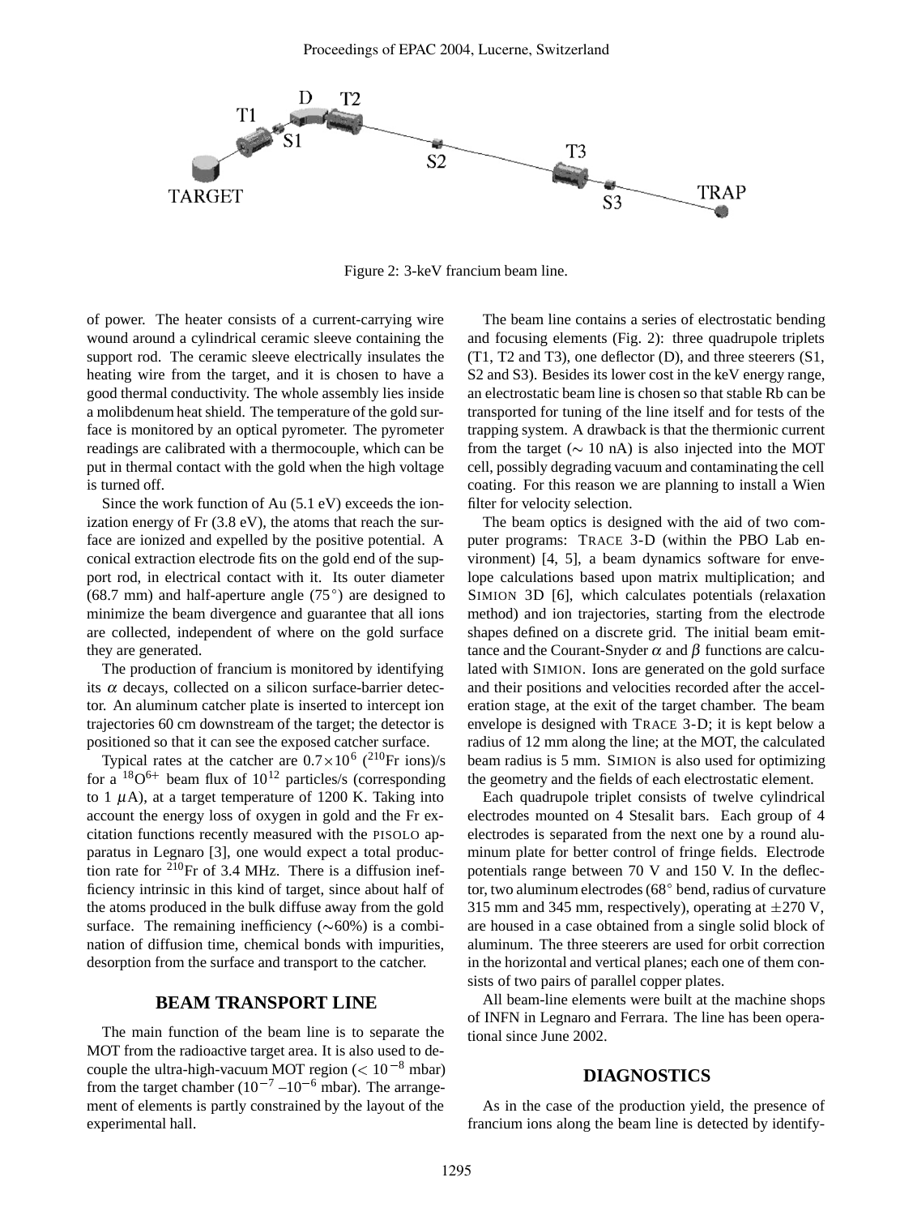Figure 2: 3-keV francium beam line.

of power. The heater consists of a current-carrying wire wound around a cylindrical ceramic sleeve containing the support rod. The ceramic sleeve electrically insulates the heating wire from the target, and it is chosen to have a good thermal conductivity. The whole assembly lies inside a molibdenum heat shield. The temperature of the gold surface is monitored by an optical pyrometer. The pyrometer readings are calibrated with a thermocouple, which can be put in thermal contact with the gold when the high voltage is turned off.

Since the work function of Au (5.1 eV) exceeds the ionization energy of Fr (3.8 eV), the atoms that reach the surface are ionized and expelled by the positive potential. A conical extraction electrode fits on the gold end of the support rod, in electrical contact with it. Its outer diameter (68.7 mm) and half-aperture angle (75°) are designed to minimize the beam divergence and guarantee that all ions are collected, independent of where on the gold surface they are generated.

The production of francium is monitored by identifying its $\alpha$ decays, collected on a silicon surface-barrier detector. An aluminum catcher plate is inserted to intercept ion trajectories 60 cm downstream of the target; the detector is positioned so that it can see the exposed catcher surface.

Typical rates at the catcher are $0.7 \times 10^6$ ($^{210}$Fr ions)/s for a $^{18}$O$^{6+}$ beam flux of $10^{12}$ particles/s (corresponding to 1 $\mu$A), at a target temperature of 1200 K. Taking into account the energy loss of oxygen in gold and the Fr excitation functions recently measured with the PISOLO apparatus in Legnaro [3], one would expect a total production rate for $^{210}$Fr of 3.4 MHz. There is a diffusion inefficiency intrinsic in this kind of target, since about half of the atoms produced in the bulk diffuse away from the gold surface. The remaining inefficiency (~60%) is a combination of diffusion time, chemical bonds with impurities, desorption from the surface and transport to the catcher.

## BEAM TRANSPORT LINE

The main function of the beam line is to separate the MOT from the radioactive target area. It is also used to decouple the ultra-high-vacuum MOT region ($< 10^{-8}$ mbar) from the target chamber ($10^{-7}$–$10^{-6}$ mbar). The arrangement of elements is partly constrained by the layout of the experimental hall.

The beam line contains a series of electrostatic bending and focusing elements (Fig. 2): three quadrupole triplets (T1, T2 and T3), one deflector (D), and three steerers (S1, S2 and S3). Besides its lower cost in the keV energy range, an electrostatic beam line is chosen so that stable Rb can be transported for tuning of the line itself and for tests of the trapping system. A drawback is that the thermionic current from the target (~ 10 nA) is also injected into the MOT cell, possibly degrading vacuum and contaminating the cell coating. For this reason we are planning to install a Wien filter for velocity selection.

The beam optics is designed with the aid of two computer programs: TRACE 3-D (within the PBO Lab environment) [4, 5], a beam dynamics software for envelope calculations based upon matrix multiplication; and SIMION 3D [6], which calculates potentials (relaxation method) and ion trajectories, starting from the electrode shapes defined on a discrete grid. The initial beam emittance and the Courant-Snyder $\alpha$ and $\beta$ functions are calculated with SIMION. Ions are generated on the gold surface and their positions and velocities recorded after the acceleration stage, at the exit of the target chamber. The beam envelope is designed with TRACE 3-D; it is kept below a radius of 12 mm along the line; at the MOT, the calculated beam radius is 5 mm. SIMION is also used for optimizing the geometry and the fields of each electrostatic element.

Each quadrupole triplet consists of twelve cylindrical electrodes mounted on 4 Stesalit bars. Each group of 4 electrodes is separated from the next one by a round aluminum plate for better control of fringe fields. Electrode potentials range between 70 V and 150 V. In the deflector, two aluminum electrodes (68° bend, radius of curvature 315 mm and 345 mm, respectively), operating at $\pm 270$ V, are housed in a case obtained from a single solid block of aluminum. The three steerers are used for orbit correction in the horizontal and vertical planes; each one of them consists of two pairs of parallel copper plates.

All beam-line elements were built at the machine shops of INFN in Legnaro and Ferrara. The line has been operational since June 2002.

## DIAGNOSTICS

As in the case of the production yield, the presence of francium ions along the beam line is detected by identify-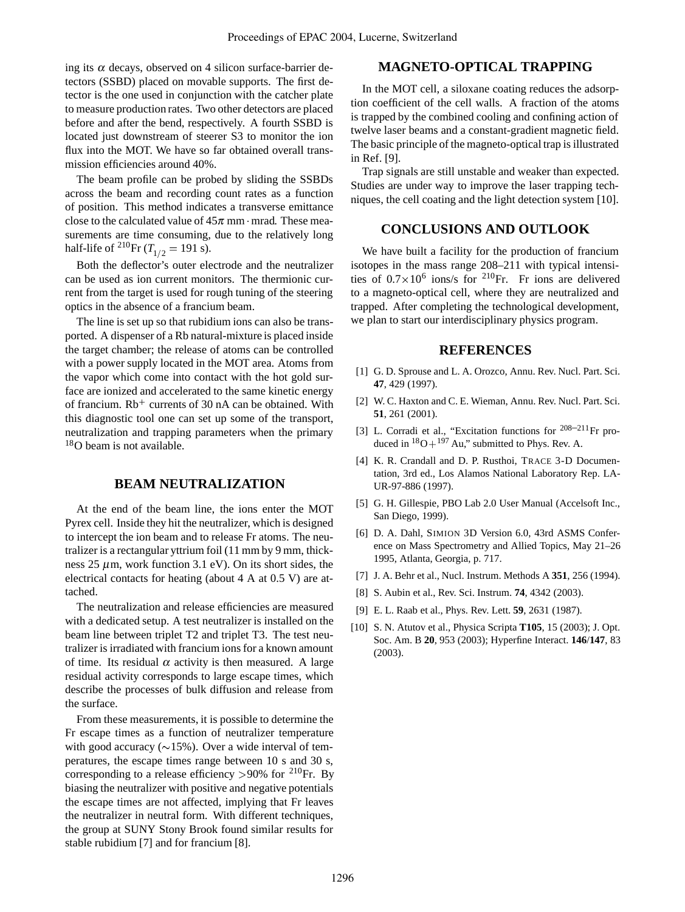ing its $\alpha$ decays, observed on 4 silicon surface-barrier detectors (SSBD) placed on movable supports. The first detector is the one used in conjunction with the catcher plate to measure production rates. Two other detectors are placed before and after the bend, respectively. A fourth SSBD is located just downstream of steerer S3 to monitor the ion flux into the MOT. We have so far obtained overall transmission efficiencies around 40%.

The beam profile can be probed by sliding the SSBDs across the beam and recording count rates as a function of position. This method indicates a transverse emittance close to the calculated value of $45\pi$ mm · mrad. These measurements are time consuming, due to the relatively long half-life of $^{210}$Fr ($T_{1/2} = 191$ s).

Both the deflector's outer electrode and the neutralizer can be used as ion current monitors. The thermionic current from the target is used for rough tuning of the steering optics in the absence of a francium beam.

The line is set up so that rubidium ions can also be transported. A dispenser of a Rb natural-mixture is placed inside the target chamber; the release of atoms can be controlled with a power supply located in the MOT area. Atoms from the vapor which come into contact with the hot gold surface are ionized and accelerated to the same kinetic energy of francium. $Rb^+$ currents of 30 nA can be obtained. With this diagnostic tool one can set up some of the transport, neutralization and trapping parameters when the primary $^{18}$O beam is not available.

## BEAM NEUTRALIZATION

At the end of the beam line, the ions enter the MOT Pyrex cell. Inside they hit the neutralizer, which is designed to intercept the ion beam and to release Fr atoms. The neutralizer is a rectangular yttrium foil (11 mm by 9 mm, thickness 25 $\mu$m, work function 3.1 eV). On its short sides, the electrical contacts for heating (about 4 A at 0.5 V) are attached.

The neutralization and release efficiencies are measured with a dedicated setup. A test neutralizer is installed on the beam line between triplet T2 and triplet T3. The test neutralizer is irradiated with francium ions for a known amount of time. Its residual $\alpha$ activity is then measured. A large residual activity corresponds to large escape times, which describe the processes of bulk diffusion and release from the surface.

From these measurements, it is possible to determine the Fr escape times as a function of neutralizer temperature with good accuracy ($\sim$15%). Over a wide interval of temperatures, the escape times range between 10 s and 30 s, corresponding to a release efficiency >90% for $^{210}$Fr. By biasing the neutralizer with positive and negative potentials the escape times are not affected, implying that Fr leaves the neutralizer in neutral form. With different techniques, the group at SUNY Stony Brook found similar results for stable rubidium [7] and for francium [8].

## MAGNETO-OPTICAL TRAPPING

In the MOT cell, a siloxane coating reduces the adsorption coefficient of the cell walls. A fraction of the atoms is trapped by the combined cooling and confining action of twelve laser beams and a constant-gradient magnetic field. The basic principle of the magneto-optical trap is illustrated in Ref. [9].

Trap signals are still unstable and weaker than expected. Studies are under way to improve the laser trapping techniques, the cell coating and the light detection system [10].

## CONCLUSIONS AND OUTLOOK

We have built a facility for the production of francium isotopes in the mass range 208–211 with typical intensities of $0.7\times10^6$ ions/s for $^{210}$Fr. Fr ions are delivered to a magneto-optical cell, where they are neutralized and trapped. After completing the technological development, we plan to start our interdisciplinary physics program.

## REFERENCES

[1] G. D. Sprouse and L. A. Orozco, Annu. Rev. Nucl. Part. Sci. **47**, 429 (1997).

[2] W. C. Haxton and C. E. Wieman, Annu. Rev. Nucl. Part. Sci. **51**, 261 (2001).

[3] L. Corradi et al., "Excitation functions for $^{208-211}$Fr produced in $^{18}$O+$^{197}$Au," submitted to Phys. Rev. A.

[4] K. R. Crandall and D. P. Rusthoi, TRACE 3-D Documentation, 3rd ed., Los Alamos National Laboratory Rep. LA-UR-97-886 (1997).

[5] G. H. Gillespie, PBO Lab 2.0 User Manual (Accelsoft Inc., San Diego, 1999).

[6] D. A. Dahl, SIMION 3D Version 6.0, 43rd ASMS Conference on Mass Spectrometry and Allied Topics, May 21–26 1995, Atlanta, Georgia, p. 717.

[7] J. A. Behr et al., Nucl. Instrum. Methods A **351**, 256 (1994).

[8] S. Aubin et al., Rev. Sci. Instrum. **74**, 4342 (2003).

[9] E. L. Raab et al., Phys. Rev. Lett. **59**, 2631 (1987).

[10] S. N. Atutov et al., Physica Scripta **T105**, 15 (2003); J. Opt. Soc. Am. B **20**, 953 (2003); Hyperfine Interact. **146**/**147**, 83 (2003).